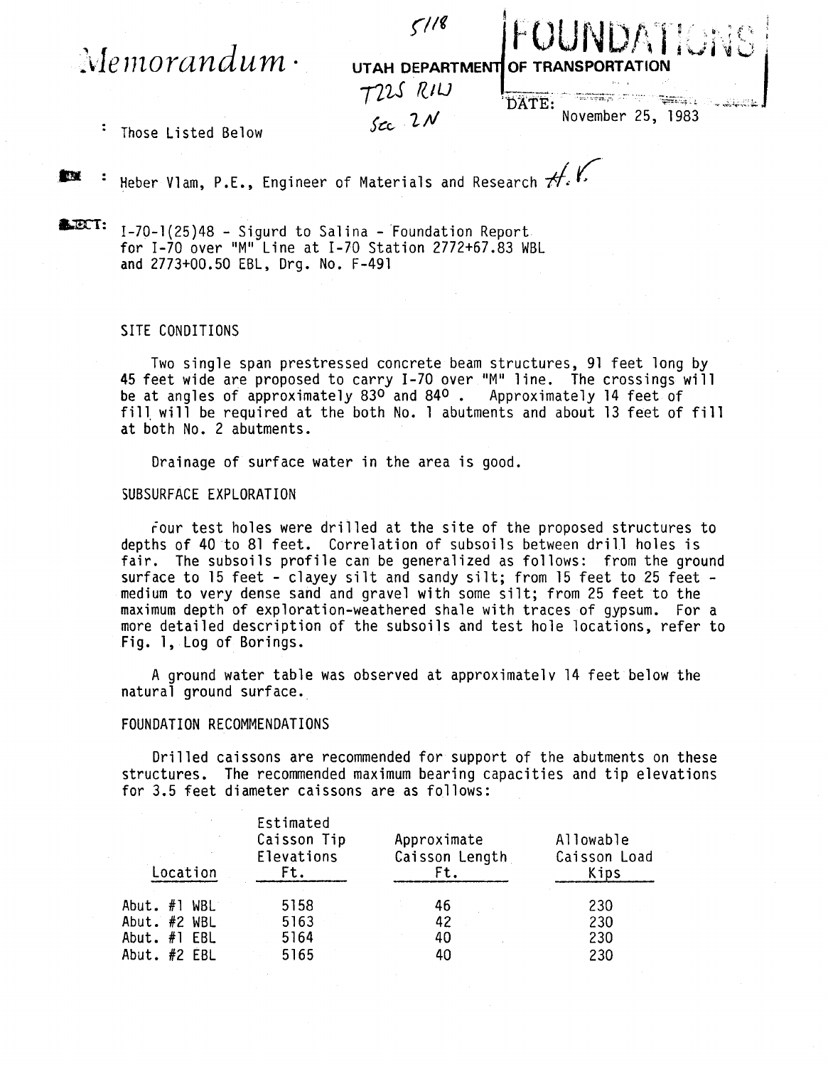*Memorandum*

5/18

UTAH DEPARTMENT OF TRANSPORTATION

FOUNDATIONS

T22S R1W

Sec 2N

DATE: November 25, 1983

: Those Listed Below

: Heber Vlam, P.E., Engineer of Materials and Research H.V.

SUBJECT: I-70-1(25)48 - Sigurd to Salina - Foundation Report for I-70 over "M" Line at I-70 Station 2772+67.83 WBL and 2773+00.50 EBL, Drg. No. F-491

## SITE CONDITIONS

Two single span prestressed concrete beam structures, 91 feet long by 45 feet wide are proposed to carry I-70 over "M" line. The crossings will be at angles of approximately 83° and 84°. Approximately 14 feet of fill will be required at the both No. 1 abutments and about 13 feet of fill at both No. 2 abutments.

Drainage of surface water in the area is good.

## SUBSURFACE EXPLORATION

Four test holes were drilled at the site of the proposed structures to depths of 40 to 81 feet. Correlation of subsoils between drill holes is fair. The subsoils profile can be generalized as follows: from the ground surface to 15 feet - clayey silt and sandy silt; from 15 feet to 25 feet - medium to very dense sand and gravel with some silt; from 25 feet to the maximum depth of exploration-weathered shale with traces of gypsum. For a more detailed description of the subsoils and test hole locations, refer to Fig. 1, Log of Borings.

A ground water table was observed at approximately 14 feet below the natural ground surface.

## FOUNDATION RECOMMENDATIONS

Drilled caissons are recommended for support of the abutments on these structures. The recommended maximum bearing capacities and tip elevations for 3.5 feet diameter caissons are as follows:

| Location | Estimated Caisson Tip Elevations Ft. | Approximate Caisson Length Ft. | Allowable Caisson Load Kips |
|---|---|---|---|
| Abut. #1 WBL | 5158 | 46 | 230 |
| Abut. #2 WBL | 5163 | 42 | 230 |
| Abut. #1 EBL | 5164 | 40 | 230 |
| Abut. #2 EBL | 5165 | 40 | 230 |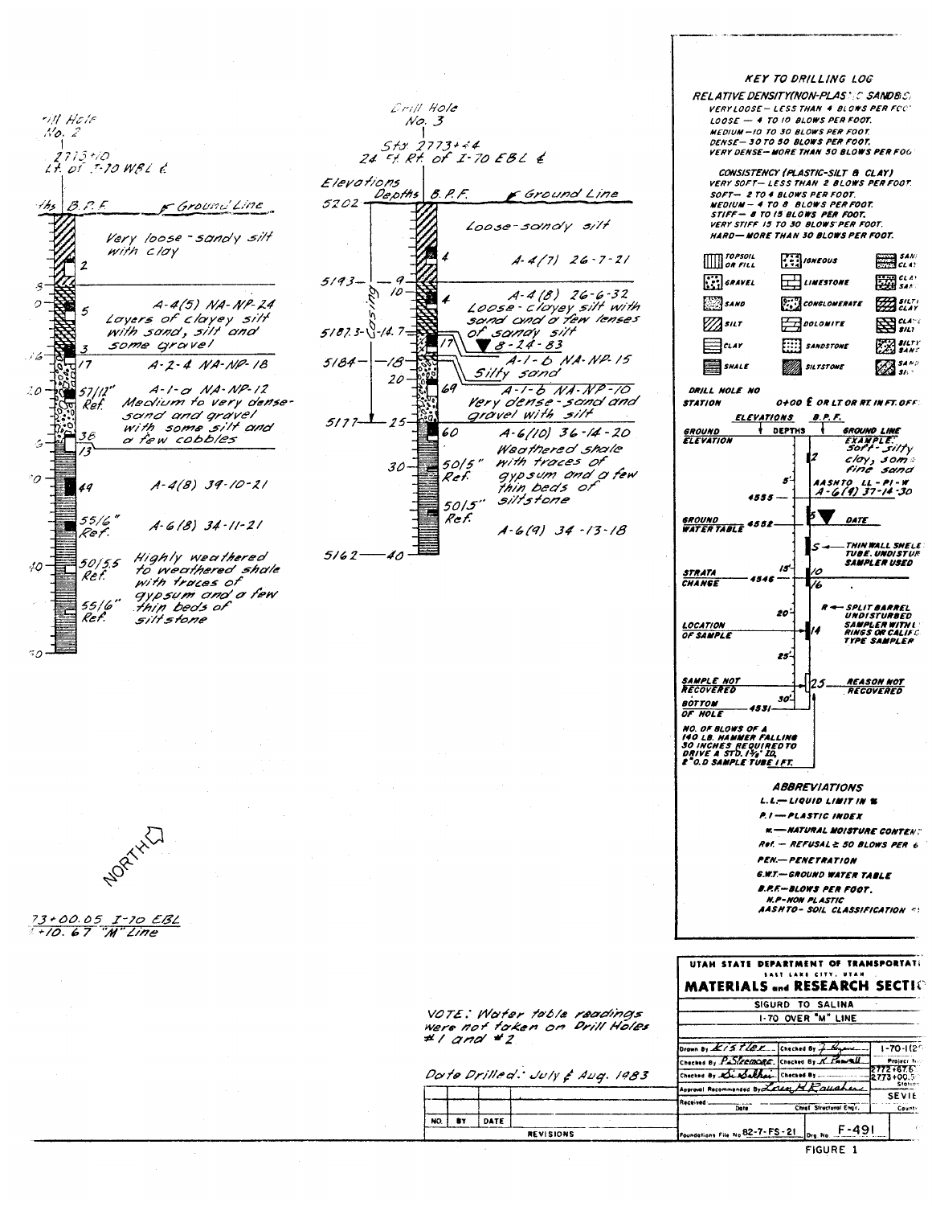## Drill Hole No. 2

2773+10
Lt. of I-70 WBL ℄

| Depths | B.P.F. | Description |
|---|---|---|
| | | Ground Line |
| | 2 | Very loose - sandy silt with clay |
| 8 – 10 | 5 | A-4(5) NA-NP-24 Layers of clayey silt with sand, silt and some gravel |
| | 3 | |
| 16 | 17 | A-2-4 NA-NP-18 |
| 20 | 57/12" Ref. | A-1-a NA-NP-12 Medium to very dense - sand and gravel with some silt and a few cobbles |
| | 38 | |
| | 13 | |
| 30 | 49 | A-4(8) 39-10-21 |
| | 55/6" Ref. | A-6(8) 34-11-21 |
| 40 | 50/5.5 Ref. | Highly weathered to weathered shale with traces of gypsum and a few thin beds of siltstone |
| | 55/6" Ref. | |
| 50 | | |

## Drill Hole No. 3

Sta. 2773+24
24 Ft. Rt. of I-70 EBL ℄

| Elevations | Depths | B.P.F. | Description |
|---|---|---|---|
| 5202 | | | Ground Line |
| | | 4 | Loose - sandy silt A-4(7) 26-7-21 |
| 5193 | 9 – 10 | 4 | A-4(8) 26-6-32 Loose - clayey silt with sand and a few lenses of sandy silt |
| 5187.3 | 14.7 | 17 | ▼ 8-24-83 |
| 5184 | 18 | | A-1-b NA-NP-15 Silty sand |
| | 20 | 69 | A-1-b NA-NP-10 Very dense - sand and gravel with silt |
| 5177 | 25 | 60 | A-6(10) 36-14-20 Weathered shale with traces of gypsum and a few thin beds of siltstone |
| | 30 | 50/5" Ref. | |
| | | 50/5" Ref. | A-6(9) 34-13-18 |
| 5162 | 40 | | |

Casing (0 to 25 ft)

NORTH

73+00.05 I-70 EBL
+10.67 "M" Line

NOTE: Water table readings were not taken on Drill Holes #1 and #2

Date Drilled: July & Aug. 1983

## KEY TO DRILLING LOG

**RELATIVE DENSITY (NON-PLASTIC SANDS)**
- VERY LOOSE — LESS THAN 4 BLOWS PER FOOT
- LOOSE — 4 TO 10 BLOWS PER FOOT
- MEDIUM — 10 TO 30 BLOWS PER FOOT
- DENSE — 30 TO 50 BLOWS PER FOOT
- VERY DENSE — MORE THAN 50 BLOWS PER FOOT

**CONSISTENCY (PLASTIC-SILT & CLAY)**
- VERY SOFT — LESS THAN 2 BLOWS PER FOOT
- SOFT — 2 TO 4 BLOWS PER FOOT
- MEDIUM — 4 TO 8 BLOWS PER FOOT
- STIFF — 8 TO 15 BLOWS PER FOOT
- VERY STIFF 15 TO 30 BLOWS PER FOOT
- HARD — MORE THAN 30 BLOWS PER FOOT

| | | |
|---|---|---|
| TOPSOIL OR FILL | IGNEOUS | SAND CLAY |
| GRAVEL | LIMESTONE | CLAY SAND |
| SAND | CONGLOMERATE | SILTY CLAY |
| SILT | DOLOMITE | CLAYEY SILT |
| CLAY | SANDSTONE | SILTY SAND |
| SHALE | SILTSTONE | SANDY SILT |

DRILL HOLE NO
STATION 0+00 ℄ OR LT OR RT IN FT. OFF

ELEVATIONS — DEPTHS — B.P.F.

- GROUND ELEVATION — GROUND LINE — EXAMPLE: Soft - silty clay, some fine sand
- 2
- 5' — AASHTO LL - PI - W A-6(9) 37-14-30
- 4555
- GROUND WATER TABLE 4552 — 5 ▼ DATE
- S ← THIN WALL SHELBY TUBE. UNDISTURBED SAMPLER USED
- STRATA CHANGE 4546 — 15' — 10, 16
- R ← SPLIT BARREL UNDISTURBED SAMPLER WITH LINER RINGS OR CALIFORNIA TYPE SAMPLER
- LOCATION OF SAMPLE — 20' — 14
- 25'
- SAMPLE NOT RECOVERED — 25 — REASON NOT RECOVERED
- BOTTOM OF HOLE 4531 — 30'

NO. OF BLOWS OF A 140 LB. HAMMER FALLING 30 INCHES REQUIRED TO DRIVE A STD. 1⅜" I.D. 2" O.D SAMPLE TUBE 1 FT.

### ABBREVIATIONS
- L.L. — LIQUID LIMIT IN %
- P.I — PLASTIC INDEX
- w — NATURAL MOISTURE CONTENT
- Ref. — REFUSAL ≥ 50 BLOWS PER 6"
- PEN. — PENETRATION
- G.W.T. — GROUND WATER TABLE
- B.P.F. — BLOWS PER FOOT.
- N.P. — NON PLASTIC
- AASHTO — SOIL CLASSIFICATION

| NO. | BY | DATE | REVISIONS |
|---|---|---|---|
| | | | |

**UTAH STATE DEPARTMENT OF TRANSPORTATION**
SALT LAKE CITY, UTAH
**MATERIALS and RESEARCH SECTION**

SIGURD TO SALINA
I-70 OVER "M" LINE

| | | |
|---|---|---|
| Drawn By Kistler | Checked By J. Bryan | I-70-1(2 |
| Checked By P. Steemore | Checked By K. Tanwell | Project No. |
| Checked By D. Sabbei | Checked By | 2772+67.6, 2773+00.5 Station |
| Approval Recommended By Loren H. Rauchen | | SEVIER County |
| Received — Date | Chief Structural Engr. | |

Foundations File No 82-7-FS-21 Drg. No F-491

FIGURE 1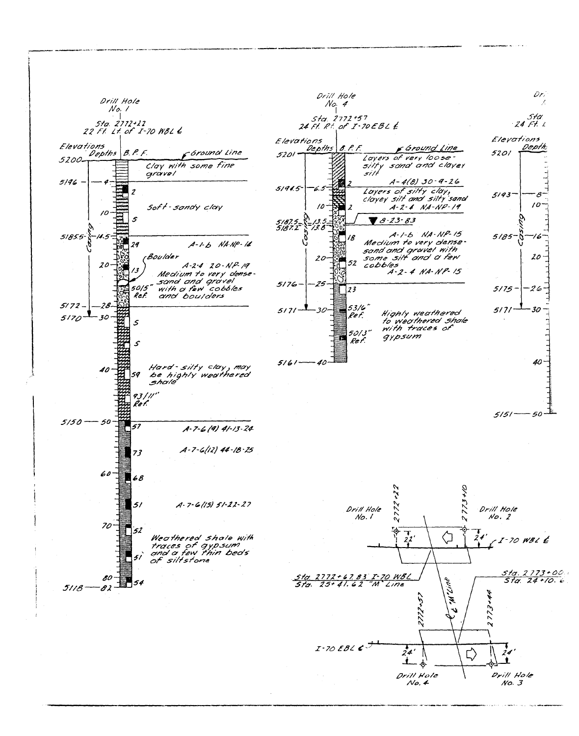Drill Hole No. 1

Sta. 2772+22
22 Ft. Lt. of I-70 WBL ℄

Elevations
Depths B.P.F.
Ground Line

5200
Clay with some fine gravel

5196 — 4
2
Soft - sandy clay
10
5

5185.5 — 14.5
29
A-1-b NA-NP-14
Boulder
20
13
A-2-4 20-NP-19
Medium to very dense-sand and gravel with a few cobbles and boulders
50/5" Ref.
Casing

5172 — 28
5170 — 30
5
5
Hard - silty clay, may be highly weathered shale
40
59
93/11" Ref.

5150 — 50
57
A-7-6(9) 41-13-24
73
A-7-6(12) 44-18-25
60
68
51
A-7-6(15) 51-22-27
70
52
Weathered shale with traces of gypsum and a few thin beds of siltstone
51
80
5118 — 82
54

Drill Hole No. 4

Sta. 2772+57
24 Ft. Rt. of I-70 EBL ℄

Elevations
Depths B.P.F.
Ground Line

5201
Layers of very loose-silty sand and clayey silt
A-4(8) 30-9-26
5194.5 — 6.5
2
Layers of silty clay, clayey silt and silty sand
10
2
A-2-4 NA-NP-19
5187.5 — 13.5
5187.2 — 13.8
▼ 8-23-83
18
A-1-b NA-NP-15
Medium to very dense-sand and gravel with some silt and a few cobbles
20
52
A-2-4 NA-NP-15
Casing
5176 — 25
23
5171 — 30
53/6" Ref.
Highly weathered to weathered shale with traces of gypsum
50/3" Ref.
5161 — 40

Dri...

Sta...
24 Ft. ...

Elevations
Depth...

5201
5193 — 8
10
5185 — 16
20
Casing
5175 — 26
5171 — 30
40
5151 — 50

Drill Hole No. 1
2772+22
2773+10
Drill Hole No. 2
22'
24'
I-70 WBL ℄
Sta. 2772+67.83 I-70 WBL
Sta. 25+41.62 "M" Line
Sta. 2773+00...
Sta. 24+10.6...
℄ "M" Line
2772+57
2773+44
I-70 EBL ℄
24'
24'
Drill Hole No. 4
Drill Hole No. 3